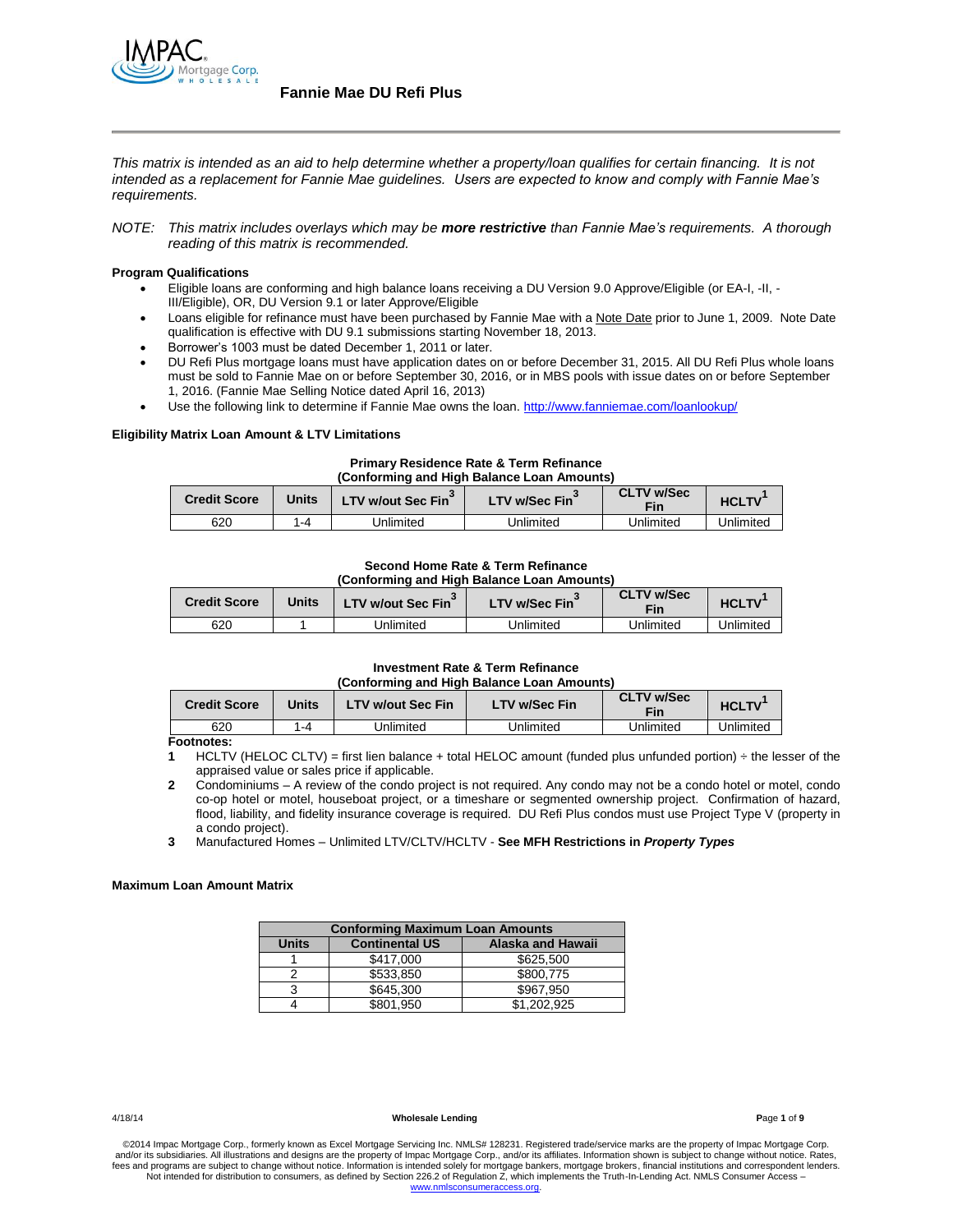# Fannie Mae DU Refi Plus

*This matrix is intended as an aid to help determine whether a property/loan qualifies for certain financing. It is not intended as a replacement for Fannie Mae guidelines. Users are expected to know and comply with Fannie Mae's requirements.*

*NOTE: This matrix includes overlays which may be **more restrictive** than Fannie Mae's requirements. A thorough reading of this matrix is recommended.*

**Program Qualifications**

- Eligible loans are conforming and high balance loans receiving a DU Version 9.0 Approve/Eligible (or EA-I, -II, -III/Eligible), OR, DU Version 9.1 or later Approve/Eligible
- Loans eligible for refinance must have been purchased by Fannie Mae with a Note Date prior to June 1, 2009. Note Date qualification is effective with DU 9.1 submissions starting November 18, 2013.
- Borrower's 1003 must be dated December 1, 2011 or later.
- DU Refi Plus mortgage loans must have application dates on or before December 31, 2015. All DU Refi Plus whole loans must be sold to Fannie Mae on or before September 30, 2016, or in MBS pools with issue dates on or before September 1, 2016. (Fannie Mae Selling Notice dated April 16, 2013)
- Use the following link to determine if Fannie Mae owns the loan. http://www.fanniemae.com/loanlookup/

**Eligibility Matrix Loan Amount & LTV Limitations**

**Primary Residence Rate & Term Refinance (Conforming and High Balance Loan Amounts)**

| Credit Score | Units | LTV w/out Sec Fin[3] | LTV w/Sec Fin[3] | CLTV w/Sec Fin | HCLTV[1] |
|---|---|---|---|---|---|
| 620 | 1-4 | Unlimited | Unlimited | Unlimited | Unlimited |

**Second Home Rate & Term Refinance (Conforming and High Balance Loan Amounts)**

| Credit Score | Units | LTV w/out Sec Fin[3] | LTV w/Sec Fin[3] | CLTV w/Sec Fin | HCLTV[1] |
|---|---|---|---|---|---|
| 620 | 1 | Unlimited | Unlimited | Unlimited | Unlimited |

**Investment Rate & Term Refinance (Conforming and High Balance Loan Amounts)**

| Credit Score | Units | LTV w/out Sec Fin | LTV w/Sec Fin | CLTV w/Sec Fin | HCLTV[1] |
|---|---|---|---|---|---|
| 620 | 1-4 | Unlimited | Unlimited | Unlimited | Unlimited |

**Footnotes:**

1. HCLTV (HELOC CLTV) = first lien balance + total HELOC amount (funded plus unfunded portion) ÷ the lesser of the appraised value or sales price if applicable.
2. Condominiums – A review of the condo project is not required. Any condo may not be a condo hotel or motel, condo co-op hotel or motel, houseboat project, or a timeshare or segmented ownership project. Confirmation of hazard, flood, liability, and fidelity insurance coverage is required. DU Refi Plus condos must use Project Type V (property in a condo project).
3. Manufactured Homes – Unlimited LTV/CLTV/HCLTV - **See MFH Restrictions in *Property Types***

**Maximum Loan Amount Matrix**

| Conforming Maximum Loan Amounts | | |
|---|---|---|
| **Units** | **Continental US** | **Alaska and Hawaii** |
| 1 | $417,000 | $625,500 |
| 2 | $533,850 | $800,775 |
| 3 | $645,300 | $967,950 |
| 4 | $801,950 | $1,202,925 |

©2014 Impac Mortgage Corp., formerly known as Excel Mortgage Servicing Inc. NMLS# 128231. Registered trade/service marks are the property of Impac Mortgage Corp. and/or its subsidiaries. All illustrations and designs are the property of Impac Mortgage Corp., and/or its affiliates. Information shown is subject to change without notice. Rates, fees and programs are subject to change without notice. Information is intended solely for mortgage bankers, mortgage brokers, financial institutions and correspondent lenders. Not intended for distribution to consumers, as defined by Section 226.2 of Regulation Z, which implements the Truth-In-Lending Act. NMLS Consumer Access – www.nmlsconsumeraccess.org.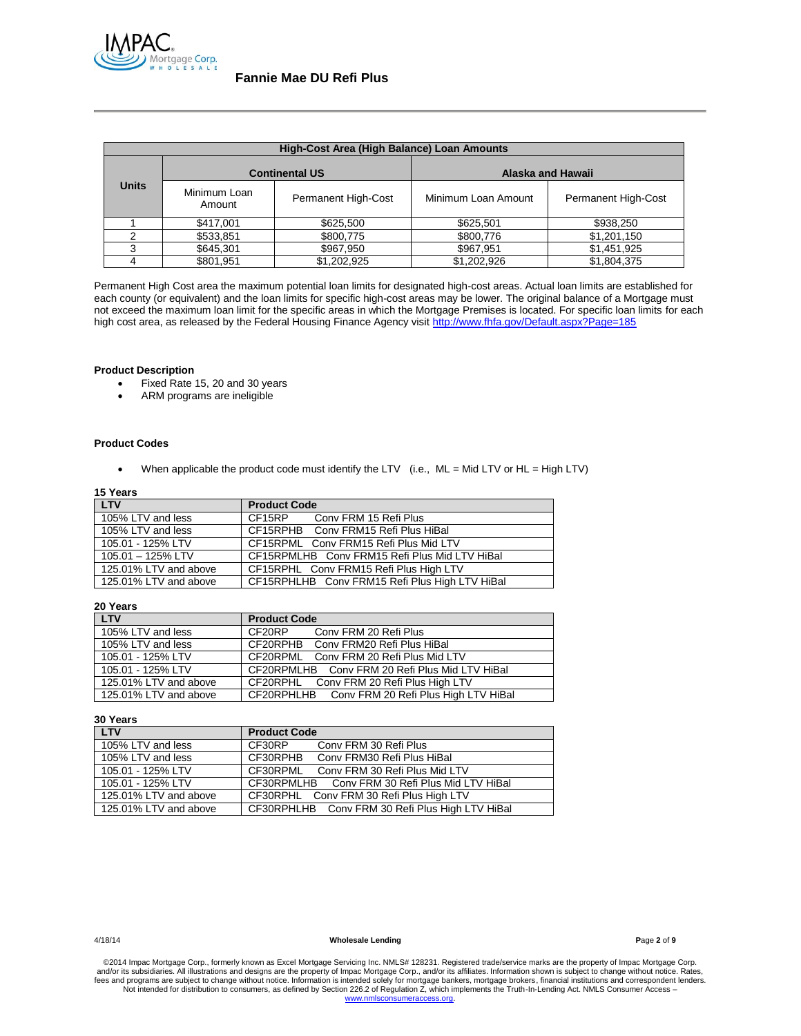## Fannie Mae DU Refi Plus

| High-Cost Area (High Balance) Loan Amounts | | | | |
|---|---|---|---|---|
| Units | Continental US | | Alaska and Hawaii | |
| | Minimum Loan Amount | Permanent High-Cost | Minimum Loan Amount | Permanent High-Cost |
| 1 | $417,001 | $625,500 | $625,501 | $938,250 |
| 2 | $533,851 | $800,775 | $800,776 | $1,201,150 |
| 3 | $645,301 | $967,950 | $967,951 | $1,451,925 |
| 4 | $801,951 | $1,202,925 | $1,202,926 | $1,804,375 |

Permanent High Cost area the maximum potential loan limits for designated high-cost areas. Actual loan limits are established for each county (or equivalent) and the loan limits for specific high-cost areas may be lower. The original balance of a Mortgage must not exceed the maximum loan limit for the specific areas in which the Mortgage Premises is located. For specific loan limits for each high cost area, as released by the Federal Housing Finance Agency visit http://www.fhfa.gov/Default.aspx?Page=185

**Product Description**

- Fixed Rate 15, 20 and 30 years
- ARM programs are ineligible

**Product Codes**

- When applicable the product code must identify the LTV (i.e., ML = Mid LTV or HL = High LTV)

**15 Years**

| LTV | Product Code |
|---|---|
| 105% LTV and less | CF15RP Conv FRM 15 Refi Plus |
| 105% LTV and less | CF15RPHB Conv FRM15 Refi Plus HiBal |
| 105.01 - 125% LTV | CF15RPML Conv FRM15 Refi Plus Mid LTV |
| 105.01 – 125% LTV | CF15RPMLHB Conv FRM15 Refi Plus Mid LTV HiBal |
| 125.01% LTV and above | CF15RPHL Conv FRM15 Refi Plus High LTV |
| 125.01% LTV and above | CF15RPHLHB Conv FRM15 Refi Plus High LTV HiBal |

**20 Years**

| LTV | Product Code |
|---|---|
| 105% LTV and less | CF20RP Conv FRM 20 Refi Plus |
| 105% LTV and less | CF20RPHB Conv FRM20 Refi Plus HiBal |
| 105.01 - 125% LTV | CF20RPML Conv FRM 20 Refi Plus Mid LTV |
| 105.01 - 125% LTV | CF20RPMLHB Conv FRM 20 Refi Plus Mid LTV HiBal |
| 125.01% LTV and above | CF20RPHL Conv FRM 20 Refi Plus High LTV |
| 125.01% LTV and above | CF20RPHLHB Conv FRM 20 Refi Plus High LTV HiBal |

**30 Years**

| LTV | Product Code |
|---|---|
| 105% LTV and less | CF30RP Conv FRM 30 Refi Plus |
| 105% LTV and less | CF30RPHB Conv FRM30 Refi Plus HiBal |
| 105.01 - 125% LTV | CF30RPML Conv FRM 30 Refi Plus Mid LTV |
| 105.01 - 125% LTV | CF30RPMLHB Conv FRM 30 Refi Plus Mid LTV HiBal |
| 125.01% LTV and above | CF30RPHL Conv FRM 30 Refi Plus High LTV |
| 125.01% LTV and above | CF30RPHLHB Conv FRM 30 Refi Plus High LTV HiBal |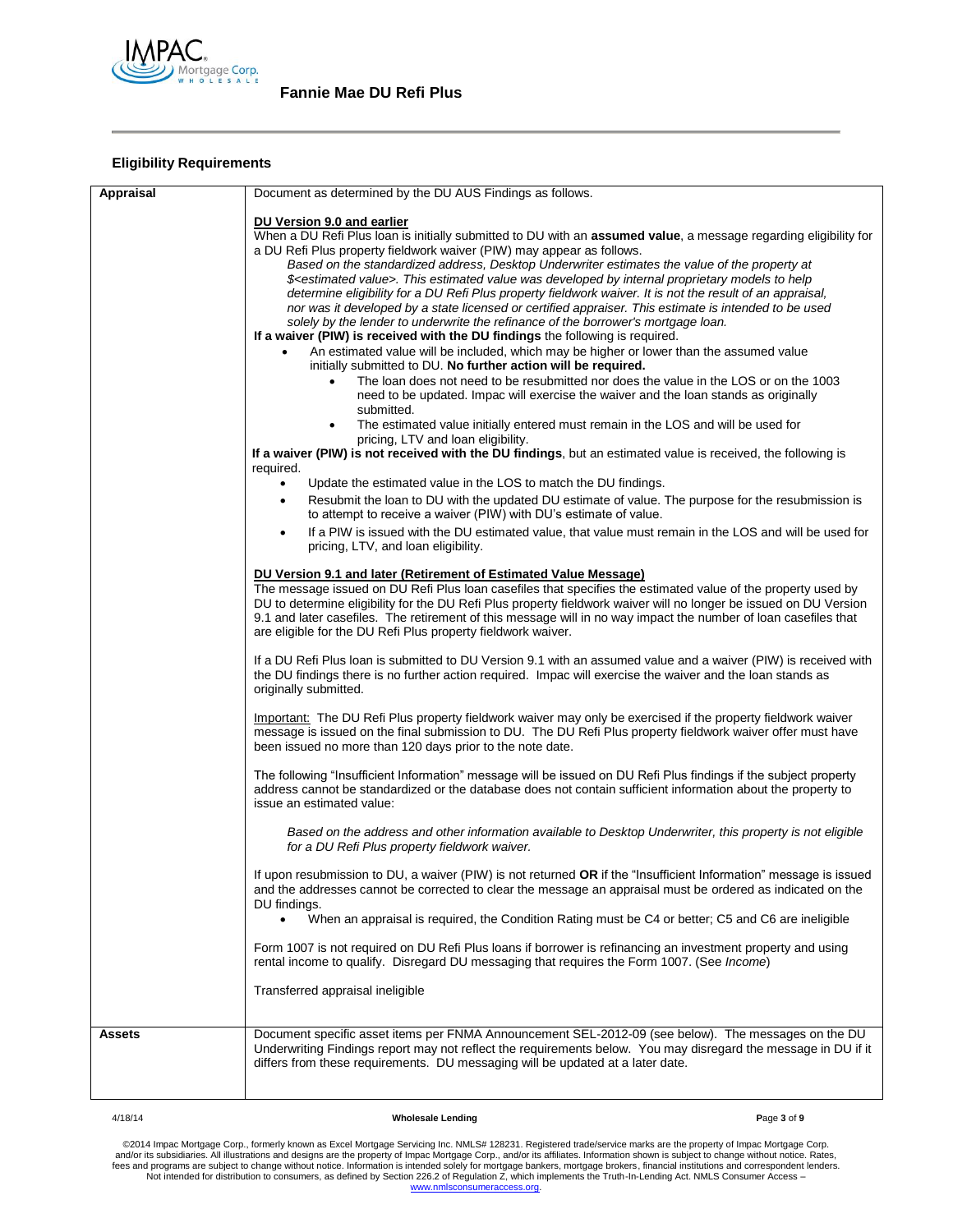## Eligibility Requirements

| | |
|---|---|
| **Appraisal** | Document as determined by the DU AUS Findings as follows.<br><br>**DU Version 9.0 and earlier**<br>When a DU Refi Plus loan is initially submitted to DU with an **assumed value**, a message regarding eligibility for a DU Refi Plus property fieldwork waiver (PIW) may appear as follows.<br>*Based on the standardized address, Desktop Underwriter estimates the value of the property at $<estimated value>. This estimated value was developed by internal proprietary models to help determine eligibility for a DU Refi Plus property fieldwork waiver. It is not the result of an appraisal, nor was it developed by a state licensed or certified appraiser. This estimate is intended to be used solely by the lender to underwrite the refinance of the borrower's mortgage loan.*<br>**If a waiver (PIW) is received with the DU findings** the following is required.<br>• An estimated value will be included, which may be higher or lower than the assumed value initially submitted to DU. **No further action will be required.**<br>  ◦ The loan does not need to be resubmitted nor does the value in the LOS or on the 1003 need to be updated. Impac will exercise the waiver and the loan stands as originally submitted.<br>  ◦ The estimated value initially entered must remain in the LOS and will be used for pricing, LTV and loan eligibility.<br>**If a waiver (PIW) is not received with the DU findings**, but an estimated value is received, the following is required.<br>• Update the estimated value in the LOS to match the DU findings.<br>• Resubmit the loan to DU with the updated DU estimate of value. The purpose for the resubmission is to attempt to receive a waiver (PIW) with DU's estimate of value.<br>• If a PIW is issued with the DU estimated value, that value must remain in the LOS and will be used for pricing, LTV, and loan eligibility.<br><br>**DU Version 9.1 and later (Retirement of Estimated Value Message)**<br>The message issued on DU Refi Plus loan casefiles that specifies the estimated value of the property used by DU to determine eligibility for the DU Refi Plus property fieldwork waiver will no longer be issued on DU Version 9.1 and later casefiles. The retirement of this message will in no way impact the number of loan casefiles that are eligible for the DU Refi Plus property fieldwork waiver.<br><br>If a DU Refi Plus loan is submitted to DU Version 9.1 with an assumed value and a waiver (PIW) is received with the DU findings there is no further action required. Impac will exercise the waiver and the loan stands as originally submitted.<br><br>Important: The DU Refi Plus property fieldwork waiver may only be exercised if the property fieldwork waiver message is issued on the final submission to DU. The DU Refi Plus property fieldwork waiver offer must have been issued no more than 120 days prior to the note date.<br><br>The following "Insufficient Information" message will be issued on DU Refi Plus findings if the subject property address cannot be standardized or the database does not contain sufficient information about the property to issue an estimated value:<br><br>*Based on the address and other information available to Desktop Underwriter, this property is not eligible for a DU Refi Plus property fieldwork waiver.*<br><br>If upon resubmission to DU, a waiver (PIW) is not returned **OR** if the "Insufficient Information" message is issued and the addresses cannot be corrected to clear the message an appraisal must be ordered as indicated on the DU findings.<br>• When an appraisal is required, the Condition Rating must be C4 or better; C5 and C6 are ineligible<br><br>Form 1007 is not required on DU Refi Plus loans if borrower is refinancing an investment property and using rental income to qualify. Disregard DU messaging that requires the Form 1007. (See *Income*)<br><br>Transferred appraisal ineligible |
| **Assets** | Document specific asset items per FNMA Announcement SEL-2012-09 (see below). The messages on the DU Underwriting Findings report may not reflect the requirements below. You may disregard the message in DU if it differs from these requirements. DU messaging will be updated at a later date. |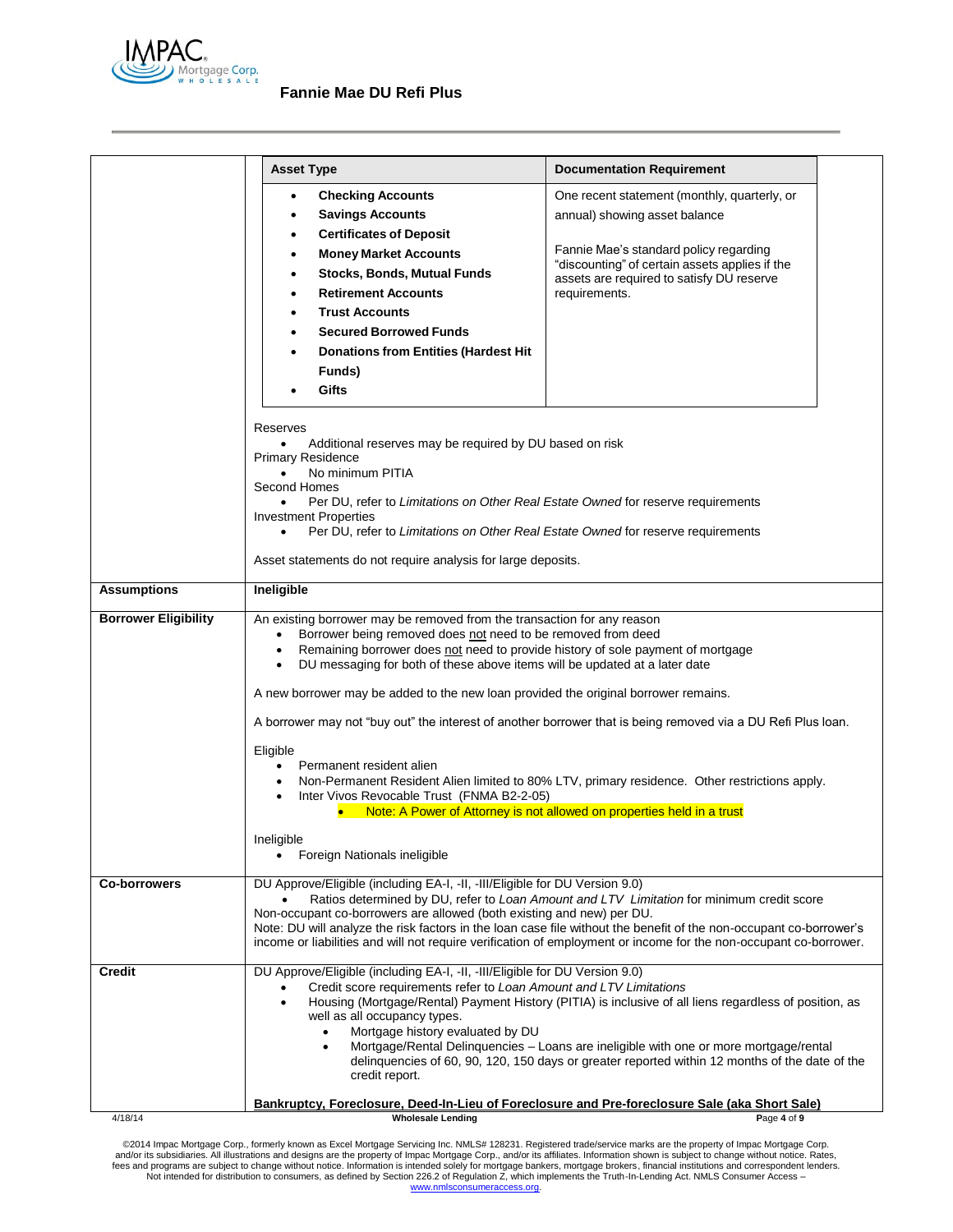| | |
|---|---|
| | **Asset Type** / **Documentation Requirement**<br><br>Asset Types:<br>• **Checking Accounts**<br>• **Savings Accounts**<br>• **Certificates of Deposit**<br>• **Money Market Accounts**<br>• **Stocks, Bonds, Mutual Funds**<br>• **Retirement Accounts**<br>• **Trust Accounts**<br>• **Secured Borrowed Funds**<br>• **Donations from Entities (Hardest Hit Funds)**<br>• **Gifts**<br><br>Documentation Requirement: One recent statement (monthly, quarterly, or annual) showing asset balance<br><br>Fannie Mae's standard policy regarding "discounting" of certain assets applies if the assets are required to satisfy DU reserve requirements.<br><br>Reserves<br>• Additional reserves may be required by DU based on risk<br>Primary Residence<br>• No minimum PITIA<br>Second Homes<br>• Per DU, refer to *Limitations on Other Real Estate Owned* for reserve requirements<br>Investment Properties<br>• Per DU, refer to *Limitations on Other Real Estate Owned* for reserve requirements<br><br>Asset statements do not require analysis for large deposits. |
| **Assumptions** | **Ineligible** |
| **Borrower Eligibility** | An existing borrower may be removed from the transaction for any reason<br>• Borrower being removed does not need to be removed from deed<br>• Remaining borrower does not need to provide history of sole payment of mortgage<br>• DU messaging for both of these above items will be updated at a later date<br><br>A new borrower may be added to the new loan provided the original borrower remains.<br><br>A borrower may not "buy out" the interest of another borrower that is being removed via a DU Refi Plus loan.<br><br>Eligible<br>• Permanent resident alien<br>• Non-Permanent Resident Alien limited to 80% LTV, primary residence. Other restrictions apply.<br>• Inter Vivos Revocable Trust (FNMA B2-2-05)<br>  ◦ Note: A Power of Attorney is not allowed on properties held in a trust<br><br>Ineligible<br>• Foreign Nationals ineligible |
| **Co-borrowers** | DU Approve/Eligible (including EA-I, -II, -III/Eligible for DU Version 9.0)<br>• Ratios determined by DU, refer to *Loan Amount and LTV Limitation* for minimum credit score<br>Non-occupant co-borrowers are allowed (both existing and new) per DU.<br>Note: DU will analyze the risk factors in the loan case file without the benefit of the non-occupant co-borrower's income or liabilities and will not require verification of employment or income for the non-occupant co-borrower. |
| **Credit** | DU Approve/Eligible (including EA-I, -II, -III/Eligible for DU Version 9.0)<br>• Credit score requirements refer to *Loan Amount and LTV Limitations*<br>• Housing (Mortgage/Rental) Payment History (PITIA) is inclusive of all liens regardless of position, as well as all occupancy types.<br>  ◦ Mortgage history evaluated by DU<br>  ◦ Mortgage/Rental Delinquencies – Loans are ineligible with one or more mortgage/rental delinquencies of 60, 90, 120, 150 days or greater reported within 12 months of the date of the credit report.<br><br>**Bankruptcy, Foreclosure, Deed-In-Lieu of Foreclosure and Pre-foreclosure Sale (aka Short Sale)** |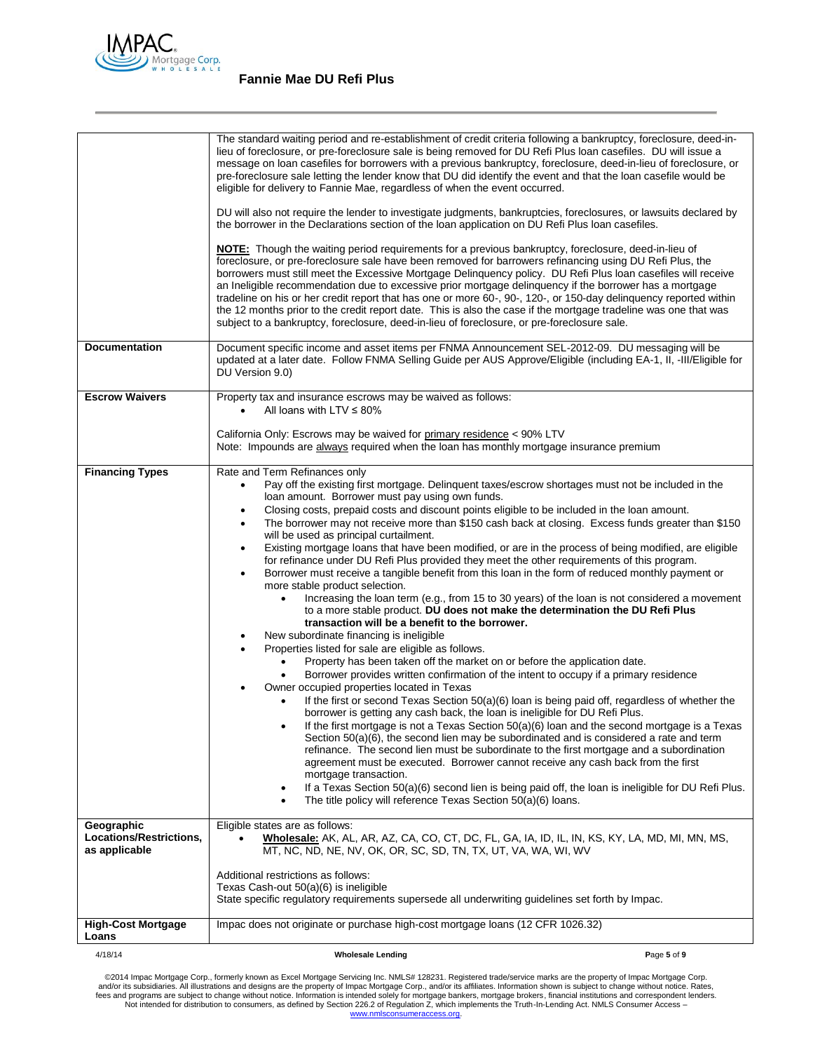| | |
|---|---|
| | The standard waiting period and re-establishment of credit criteria following a bankruptcy, foreclosure, deed-in-lieu of foreclosure, or pre-foreclosure sale is being removed for DU Refi Plus loan casefiles. DU will issue a message on loan casefiles for borrowers with a previous bankruptcy, foreclosure, deed-in-lieu of foreclosure, or pre-foreclosure sale letting the lender know that DU did identify the event and that the loan casefile would be eligible for delivery to Fannie Mae, regardless of when the event occurred.<br><br>DU will also not require the lender to investigate judgments, bankruptcies, foreclosures, or lawsuits declared by the borrower in the Declarations section of the loan application on DU Refi Plus loan casefiles.<br><br>**NOTE:** Though the waiting period requirements for a previous bankruptcy, foreclosure, deed-in-lieu of foreclosure, or pre-foreclosure sale have been removed for barrowers refinancing using DU Refi Plus, the borrowers must still meet the Excessive Mortgage Delinquency policy. DU Refi Plus loan casefiles will receive an Ineligible recommendation due to excessive prior mortgage delinquency if the borrower has a mortgage tradeline on his or her credit report that has one or more 60-, 90-, 120-, or 150-day delinquency reported within the 12 months prior to the credit report date. This is also the case if the mortgage tradeline was one that was subject to a bankruptcy, foreclosure, deed-in-lieu of foreclosure, or pre-foreclosure sale. |
| **Documentation** | Document specific income and asset items per FNMA Announcement SEL-2012-09. DU messaging will be updated at a later date. Follow FNMA Selling Guide per AUS Approve/Eligible (including EA-1, II, -III/Eligible for DU Version 9.0) |
| **Escrow Waivers** | Property tax and insurance escrows may be waived as follows:<br>• All loans with LTV ≤ 80%<br><br>California Only: Escrows may be waived for primary residence < 90% LTV<br>Note: Impounds are always required when the loan has monthly mortgage insurance premium |
| **Financing Types** | Rate and Term Refinances only<br>• Pay off the existing first mortgage. Delinquent taxes/escrow shortages must not be included in the loan amount. Borrower must pay using own funds.<br>• Closing costs, prepaid costs and discount points eligible to be included in the loan amount.<br>• The borrower may not receive more than $150 cash back at closing. Excess funds greater than $150 will be used as principal curtailment.<br>• Existing mortgage loans that have been modified, or are in the process of being modified, are eligible for refinance under DU Refi Plus provided they meet the other requirements of this program.<br>• Borrower must receive a tangible benefit from this loan in the form of reduced monthly payment or more stable product selection.<br>&nbsp;&nbsp;&nbsp;&nbsp;◦ Increasing the loan term (e.g., from 15 to 30 years) of the loan is not considered a movement to a more stable product. **DU does not make the determination the DU Refi Plus transaction will be a benefit to the borrower.**<br>• New subordinate financing is ineligible<br>• Properties listed for sale are eligible as follows.<br>&nbsp;&nbsp;&nbsp;&nbsp;◦ Property has been taken off the market on or before the application date.<br>&nbsp;&nbsp;&nbsp;&nbsp;◦ Borrower provides written confirmation of the intent to occupy if a primary residence<br>• Owner occupied properties located in Texas<br>&nbsp;&nbsp;&nbsp;&nbsp;◦ If the first or second Texas Section 50(a)(6) loan is being paid off, regardless of whether the borrower is getting any cash back, the loan is ineligible for DU Refi Plus.<br>&nbsp;&nbsp;&nbsp;&nbsp;◦ If the first mortgage is not a Texas Section 50(a)(6) loan and the second mortgage is a Texas Section 50(a)(6), the second lien may be subordinated and is considered a rate and term refinance. The second lien must be subordinate to the first mortgage and a subordination agreement must be executed. Borrower cannot receive any cash back from the first mortgage transaction.<br>&nbsp;&nbsp;&nbsp;&nbsp;◦ If a Texas Section 50(a)(6) second lien is being paid off, the loan is ineligible for DU Refi Plus.<br>&nbsp;&nbsp;&nbsp;&nbsp;◦ The title policy will reference Texas Section 50(a)(6) loans. |
| **Geographic Locations/Restrictions, as applicable** | Eligible states are as follows:<br>• **Wholesale:** AK, AL, AR, AZ, CA, CO, CT, DC, FL, GA, IA, ID, IL, IN, KS, KY, LA, MD, MI, MN, MS, MT, NC, ND, NE, NV, OK, OR, SC, SD, TN, TX, UT, VA, WA, WI, WV<br><br>Additional restrictions as follows:<br>Texas Cash-out 50(a)(6) is ineligible<br>State specific regulatory requirements supersede all underwriting guidelines set forth by Impac. |
| **High-Cost Mortgage Loans** | Impac does not originate or purchase high-cost mortgage loans (12 CFR 1026.32) |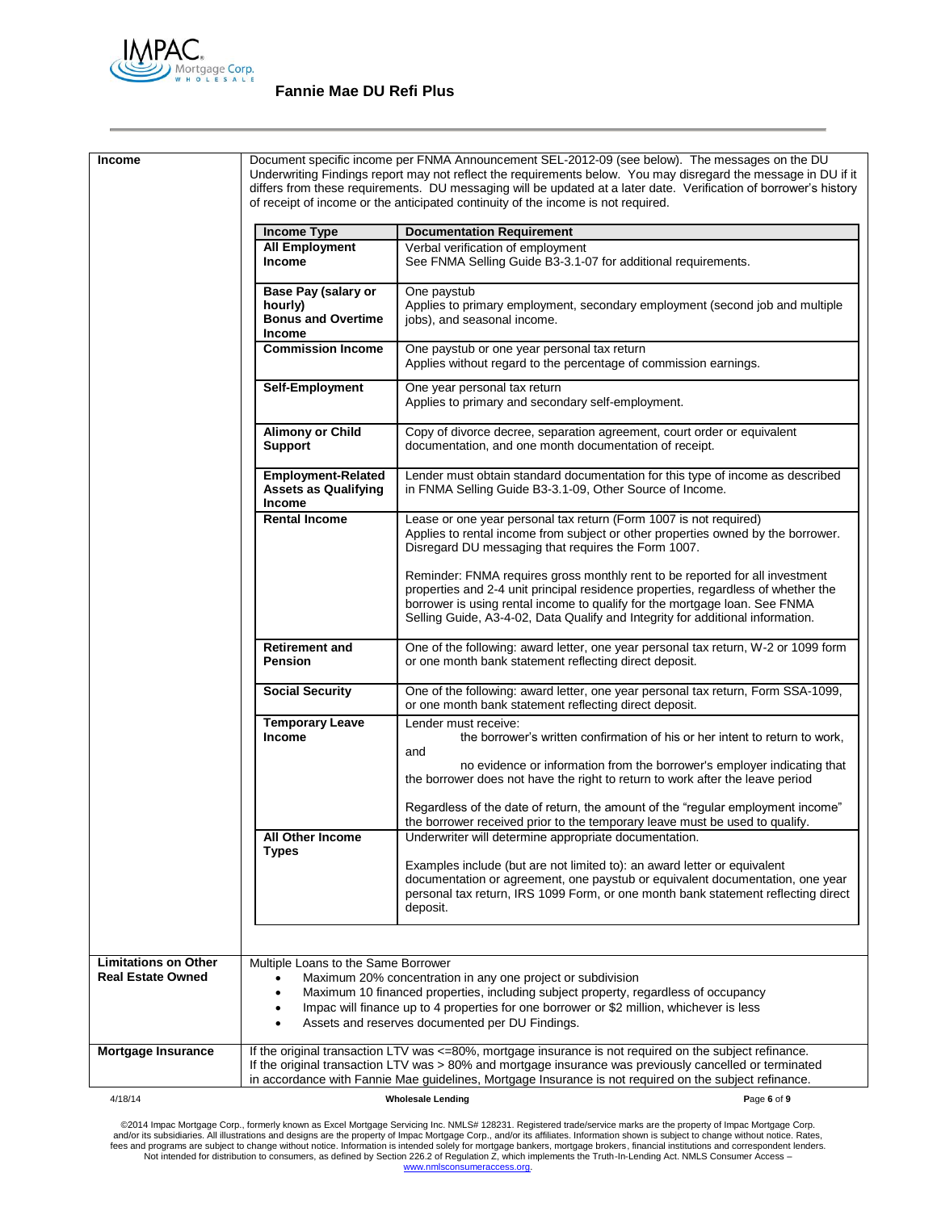## Fannie Mae DU Refi Plus

**Income**

Document specific income per FNMA Announcement SEL-2012-09 (see below). The messages on the DU Underwriting Findings report may not reflect the requirements below. You may disregard the message in DU if it differs from these requirements. DU messaging will be updated at a later date. Verification of borrower's history of receipt of income or the anticipated continuity of the income is not required.

| Income Type | Documentation Requirement |
|---|---|
| **All Employment Income** | Verbal verification of employment<br>See FNMA Selling Guide B3-3.1-07 for additional requirements. |
| **Base Pay (salary or hourly)**<br>**Bonus and Overtime Income** | One paystub<br>Applies to primary employment, secondary employment (second job and multiple jobs), and seasonal income. |
| **Commission Income** | One paystub or one year personal tax return<br>Applies without regard to the percentage of commission earnings. |
| **Self-Employment** | One year personal tax return<br>Applies to primary and secondary self-employment. |
| **Alimony or Child Support** | Copy of divorce decree, separation agreement, court order or equivalent documentation, and one month documentation of receipt. |
| **Employment-Related Assets as Qualifying Income** | Lender must obtain standard documentation for this type of income as described in FNMA Selling Guide B3-3.1-09, Other Source of Income. |
| **Rental Income** | Lease or one year personal tax return (Form 1007 is not required)<br>Applies to rental income from subject or other properties owned by the borrower. Disregard DU messaging that requires the Form 1007.<br><br>Reminder: FNMA requires gross monthly rent to be reported for all investment properties and 2-4 unit principal residence properties, regardless of whether the borrower is using rental income to qualify for the mortgage loan. See FNMA Selling Guide, A3-4-02, Data Qualify and Integrity for additional information. |
| **Retirement and Pension** | One of the following: award letter, one year personal tax return, W-2 or 1099 form or one month bank statement reflecting direct deposit. |
| **Social Security** | One of the following: award letter, one year personal tax return, Form SSA-1099, or one month bank statement reflecting direct deposit. |
| **Temporary Leave Income** | Lender must receive:<br>the borrower's written confirmation of his or her intent to return to work,<br>and<br>no evidence or information from the borrower's employer indicating that the borrower does not have the right to return to work after the leave period<br><br>Regardless of the date of return, the amount of the "regular employment income" the borrower received prior to the temporary leave must be used to qualify. |
| **All Other Income Types** | Underwriter will determine appropriate documentation.<br><br>Examples include (but are not limited to): an award letter or equivalent documentation or agreement, one paystub or equivalent documentation, one year personal tax return, IRS 1099 Form, or one month bank statement reflecting direct deposit. |

**Limitations on Other Real Estate Owned**

Multiple Loans to the Same Borrower

- Maximum 20% concentration in any one project or subdivision
- Maximum 10 financed properties, including subject property, regardless of occupancy
- Impac will finance up to 4 properties for one borrower or $2 million, whichever is less
- Assets and reserves documented per DU Findings.

**Mortgage Insurance**

If the original transaction LTV was <=80%, mortgage insurance is not required on the subject refinance.
If the original transaction LTV was > 80% and mortgage insurance was previously cancelled or terminated in accordance with Fannie Mae guidelines, Mortgage Insurance is not required on the subject refinance.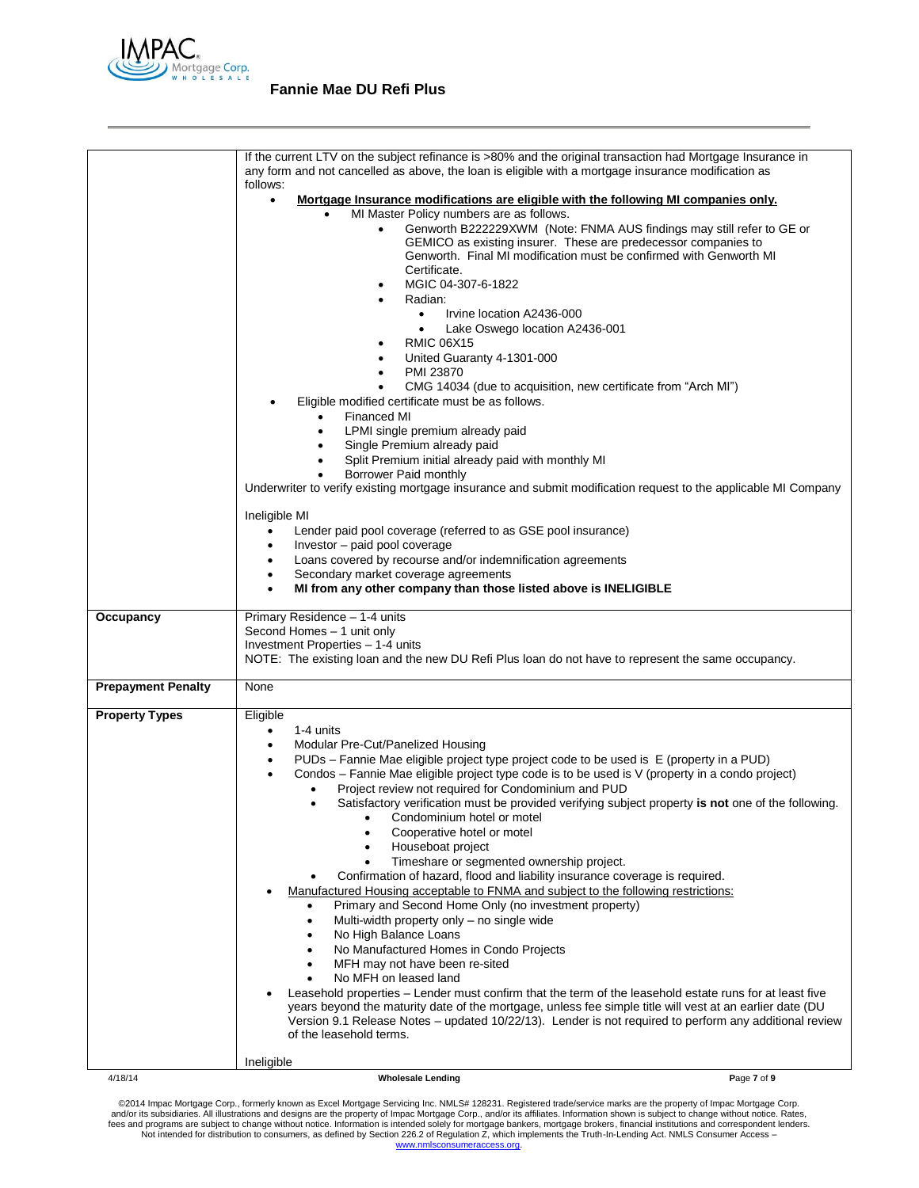# Fannie Mae DU Refi Plus

| | |
|---|---|
| | If the current LTV on the subject refinance is >80% and the original transaction had Mortgage Insurance in any form and not cancelled as above, the loan is eligible with a mortgage insurance modification as follows:<br>• **<u>Mortgage Insurance modifications are eligible with the following MI companies only.</u>**<br>&nbsp;&nbsp;&nbsp;&nbsp;• MI Master Policy numbers are as follows.<br>&nbsp;&nbsp;&nbsp;&nbsp;&nbsp;&nbsp;&nbsp;&nbsp;• Genworth B222229XWM (Note: FNMA AUS findings may still refer to GE or GEMICO as existing insurer. These are predecessor companies to Genworth. Final MI modification must be confirmed with Genworth MI Certificate.<br>&nbsp;&nbsp;&nbsp;&nbsp;&nbsp;&nbsp;&nbsp;&nbsp;• MGIC 04-307-6-1822<br>&nbsp;&nbsp;&nbsp;&nbsp;&nbsp;&nbsp;&nbsp;&nbsp;• Radian:<br>&nbsp;&nbsp;&nbsp;&nbsp;&nbsp;&nbsp;&nbsp;&nbsp;&nbsp;&nbsp;&nbsp;&nbsp;• Irvine location A2436-000<br>&nbsp;&nbsp;&nbsp;&nbsp;&nbsp;&nbsp;&nbsp;&nbsp;&nbsp;&nbsp;&nbsp;&nbsp;• Lake Oswego location A2436-001<br>&nbsp;&nbsp;&nbsp;&nbsp;&nbsp;&nbsp;&nbsp;&nbsp;• RMIC 06X15<br>&nbsp;&nbsp;&nbsp;&nbsp;&nbsp;&nbsp;&nbsp;&nbsp;• United Guaranty 4-1301-000<br>&nbsp;&nbsp;&nbsp;&nbsp;&nbsp;&nbsp;&nbsp;&nbsp;• PMI 23870<br>&nbsp;&nbsp;&nbsp;&nbsp;&nbsp;&nbsp;&nbsp;&nbsp;• CMG 14034 (due to acquisition, new certificate from "Arch MI")<br>• Eligible modified certificate must be as follows.<br>&nbsp;&nbsp;&nbsp;&nbsp;• Financed MI<br>&nbsp;&nbsp;&nbsp;&nbsp;• LPMI single premium already paid<br>&nbsp;&nbsp;&nbsp;&nbsp;• Single Premium already paid<br>&nbsp;&nbsp;&nbsp;&nbsp;• Split Premium initial already paid with monthly MI<br>&nbsp;&nbsp;&nbsp;&nbsp;• Borrower Paid monthly<br>Underwriter to verify existing mortgage insurance and submit modification request to the applicable MI Company<br><br>Ineligible MI<br>• Lender paid pool coverage (referred to as GSE pool insurance)<br>• Investor – paid pool coverage<br>• Loans covered by recourse and/or indemnification agreements<br>• Secondary market coverage agreements<br>• **MI from any other company than those listed above is INELIGIBLE** |
| **Occupancy** | Primary Residence – 1-4 units<br>Second Homes – 1 unit only<br>Investment Properties – 1-4 units<br>NOTE: The existing loan and the new DU Refi Plus loan do not have to represent the same occupancy. |
| **Prepayment Penalty** | None |
| **Property Types** | Eligible<br>• 1-4 units<br>• Modular Pre-Cut/Panelized Housing<br>• PUDs – Fannie Mae eligible project type project code to be used is E (property in a PUD)<br>• Condos – Fannie Mae eligible project type code is to be used is V (property in a condo project)<br>&nbsp;&nbsp;&nbsp;&nbsp;• Project review not required for Condominium and PUD<br>&nbsp;&nbsp;&nbsp;&nbsp;• Satisfactory verification must be provided verifying subject property **is not** one of the following.<br>&nbsp;&nbsp;&nbsp;&nbsp;&nbsp;&nbsp;&nbsp;&nbsp;• Condominium hotel or motel<br>&nbsp;&nbsp;&nbsp;&nbsp;&nbsp;&nbsp;&nbsp;&nbsp;• Cooperative hotel or motel<br>&nbsp;&nbsp;&nbsp;&nbsp;&nbsp;&nbsp;&nbsp;&nbsp;• Houseboat project<br>&nbsp;&nbsp;&nbsp;&nbsp;&nbsp;&nbsp;&nbsp;&nbsp;• Timeshare or segmented ownership project.<br>&nbsp;&nbsp;&nbsp;&nbsp;• Confirmation of hazard, flood and liability insurance coverage is required.<br>• <u>Manufactured Housing acceptable to FNMA and subject to the following restrictions:</u><br>&nbsp;&nbsp;&nbsp;&nbsp;• Primary and Second Home Only (no investment property)<br>&nbsp;&nbsp;&nbsp;&nbsp;• Multi-width property only – no single wide<br>&nbsp;&nbsp;&nbsp;&nbsp;• No High Balance Loans<br>&nbsp;&nbsp;&nbsp;&nbsp;• No Manufactured Homes in Condo Projects<br>&nbsp;&nbsp;&nbsp;&nbsp;• MFH may not have been re-sited<br>&nbsp;&nbsp;&nbsp;&nbsp;• No MFH on leased land<br>• Leasehold properties – Lender must confirm that the term of the leasehold estate runs for at least five years beyond the maturity date of the mortgage, unless fee simple title will vest at an earlier date (DU Version 9.1 Release Notes – updated 10/22/13). Lender is not required to perform any additional review of the leasehold terms.<br><br>Ineligible |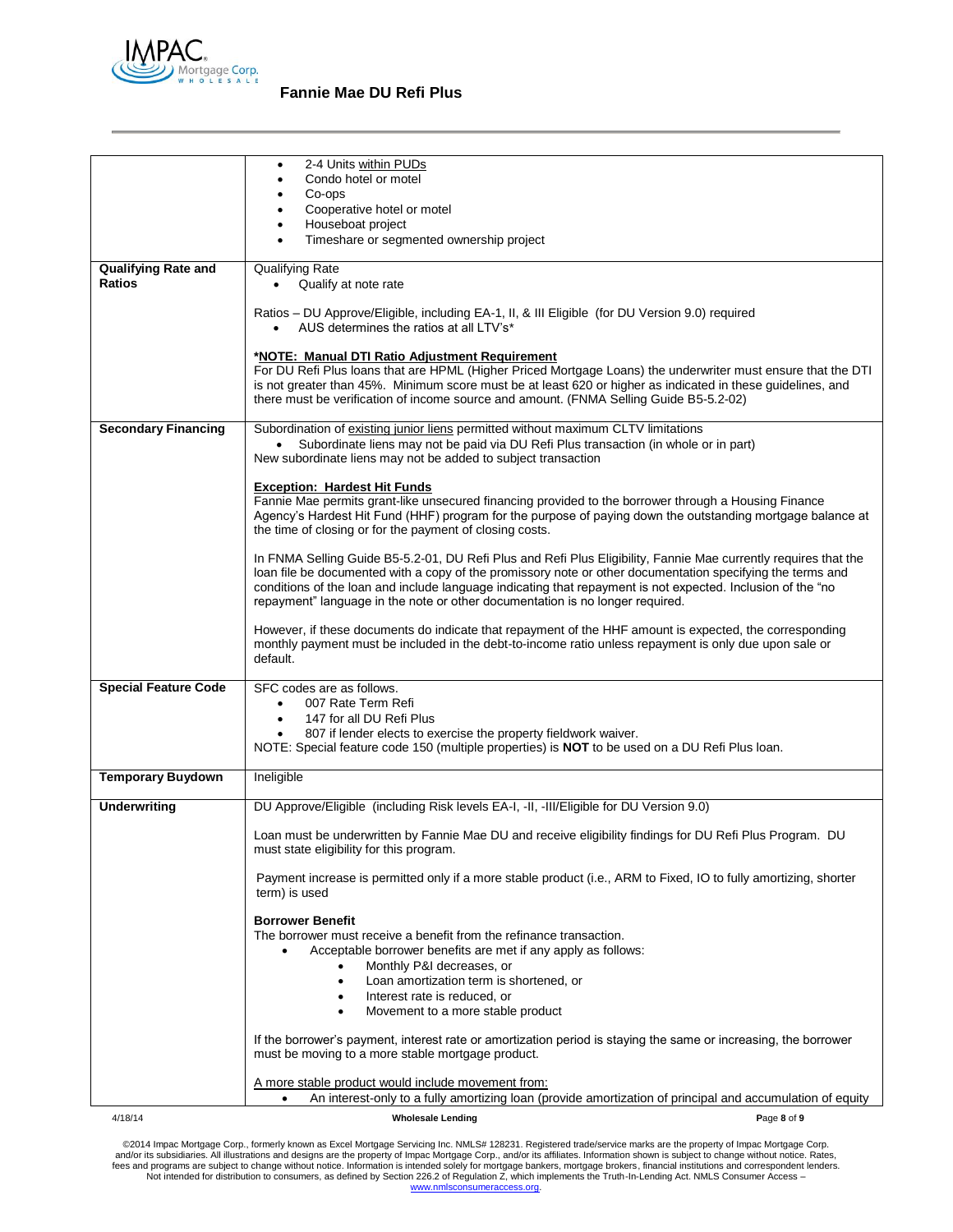| | |
|---|---|
| | • 2-4 Units <u>within PUDs</u><br>• Condo hotel or motel<br>• Co-ops<br>• Cooperative hotel or motel<br>• Houseboat project<br>• Timeshare or segmented ownership project |
| **Qualifying Rate and Ratios** | Qualifying Rate<br>• Qualify at note rate<br><br>Ratios – DU Approve/Eligible, including EA-1, II, & III Eligible (for DU Version 9.0) required<br>• AUS determines the ratios at all LTV's*<br><br>***<u>NOTE: Manual DTI Ratio Adjustment Requirement</u>**<br>For DU Refi Plus loans that are HPML (Higher Priced Mortgage Loans) the underwriter must ensure that the DTI is not greater than 45%. Minimum score must be at least 620 or higher as indicated in these guidelines, and there must be verification of income source and amount. (FNMA Selling Guide B5-5.2-02) |
| **Secondary Financing** | Subordination of <u>existing junior liens</u> permitted without maximum CLTV limitations<br>• Subordinate liens may not be paid via DU Refi Plus transaction (in whole or in part)<br>New subordinate liens may not be added to subject transaction<br><br>**<u>Exception: Hardest Hit Funds</u>**<br>Fannie Mae permits grant-like unsecured financing provided to the borrower through a Housing Finance Agency's Hardest Hit Fund (HHF) program for the purpose of paying down the outstanding mortgage balance at the time of closing or for the payment of closing costs.<br><br>In FNMA Selling Guide B5-5.2-01, DU Refi Plus and Refi Plus Eligibility, Fannie Mae currently requires that the loan file be documented with a copy of the promissory note or other documentation specifying the terms and conditions of the loan and include language indicating that repayment is not expected. Inclusion of the "no repayment" language in the note or other documentation is no longer required.<br><br>However, if these documents do indicate that repayment of the HHF amount is expected, the corresponding monthly payment must be included in the debt-to-income ratio unless repayment is only due upon sale or default. |
| **Special Feature Code** | SFC codes are as follows.<br>• 007 Rate Term Refi<br>• 147 for all DU Refi Plus<br>• 807 if lender elects to exercise the property fieldwork waiver.<br>NOTE: Special feature code 150 (multiple properties) is **NOT** to be used on a DU Refi Plus loan. |
| **Temporary Buydown** | Ineligible |
| **Underwriting** | DU Approve/Eligible (including Risk levels EA-I, -II, -III/Eligible for DU Version 9.0)<br><br>Loan must be underwritten by Fannie Mae DU and receive eligibility findings for DU Refi Plus Program. DU must state eligibility for this program.<br><br>Payment increase is permitted only if a more stable product (i.e., ARM to Fixed, IO to fully amortizing, shorter term) is used<br><br>**Borrower Benefit**<br>The borrower must receive a benefit from the refinance transaction.<br>• Acceptable borrower benefits are met if any apply as follows:<br>&nbsp;&nbsp;&nbsp;&nbsp;• Monthly P&I decreases, or<br>&nbsp;&nbsp;&nbsp;&nbsp;• Loan amortization term is shortened, or<br>&nbsp;&nbsp;&nbsp;&nbsp;• Interest rate is reduced, or<br>&nbsp;&nbsp;&nbsp;&nbsp;• Movement to a more stable product<br><br>If the borrower's payment, interest rate or amortization period is staying the same or increasing, the borrower must be moving to a more stable mortgage product.<br><br><u>A more stable product would include movement from:</u><br>• An interest-only to a fully amortizing loan (provide amortization of principal and accumulation of equity |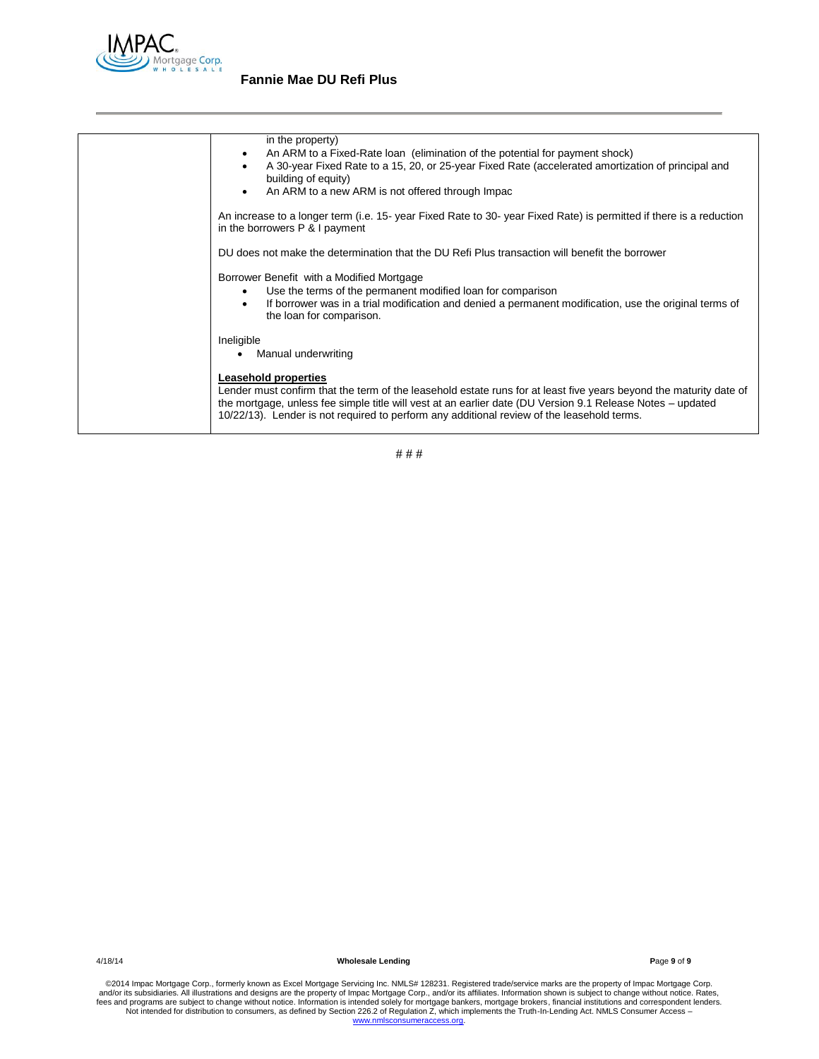| | |
|---|---|
| | in the property)<br>• An ARM to a Fixed-Rate loan (elimination of the potential for payment shock)<br>• A 30-year Fixed Rate to a 15, 20, or 25-year Fixed Rate (accelerated amortization of principal and building of equity)<br>• An ARM to a new ARM is not offered through Impac<br><br>An increase to a longer term (i.e. 15- year Fixed Rate to 30- year Fixed Rate) is permitted if there is a reduction in the borrowers P & I payment<br><br>DU does not make the determination that the DU Refi Plus transaction will benefit the borrower<br><br>Borrower Benefit with a Modified Mortgage<br>• Use the terms of the permanent modified loan for comparison<br>• If borrower was in a trial modification and denied a permanent modification, use the original terms of the loan for comparison.<br><br>Ineligible<br>• Manual underwriting<br><br>**Leasehold properties**<br>Lender must confirm that the term of the leasehold estate runs for at least five years beyond the maturity date of the mortgage, unless fee simple title will vest at an earlier date (DU Version 9.1 Release Notes – updated 10/22/13). Lender is not required to perform any additional review of the leasehold terms. |

# # #